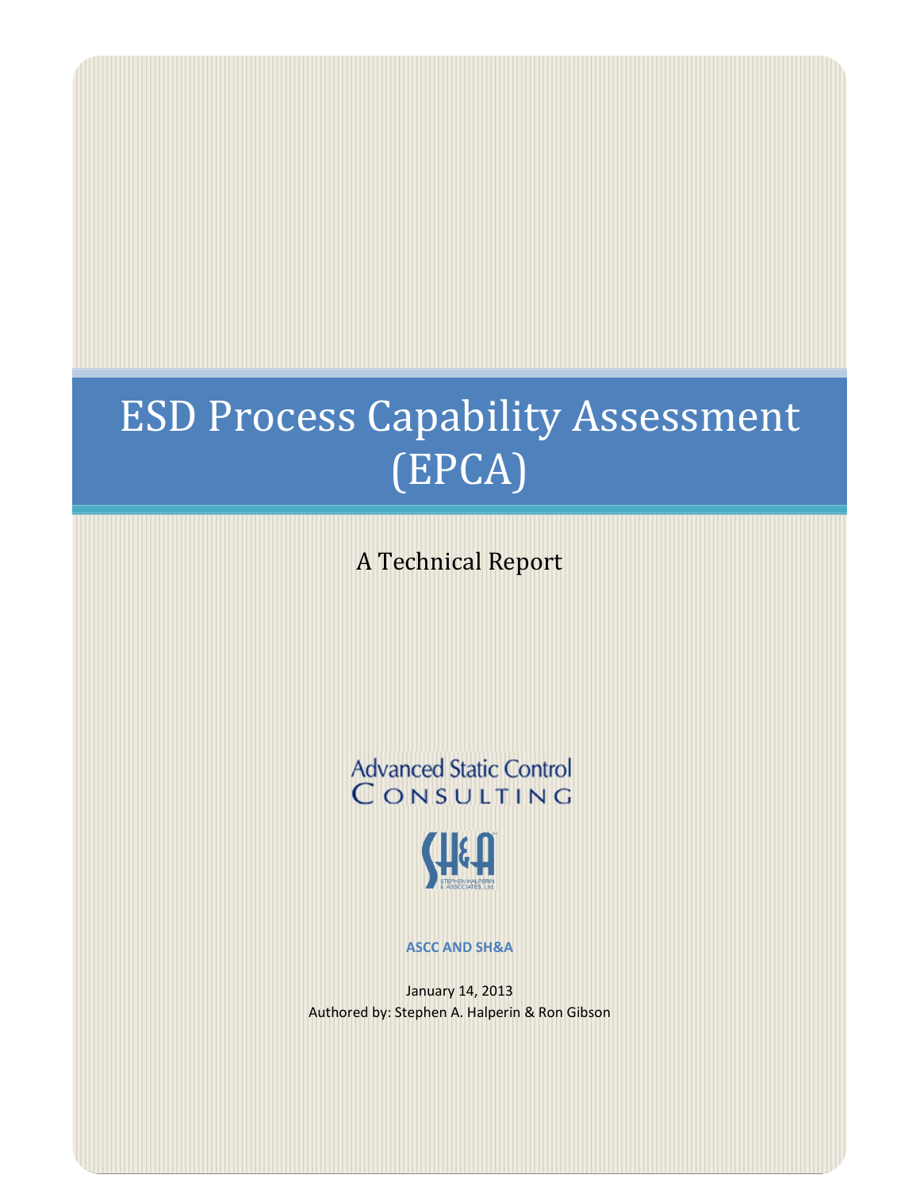# ESD Process Capability Assessment (EPCA)

A Technical Report

Advanced Static Control Consulting

**ASCC AND SH&A**

January 14, 2013

Authored by: Stephen A. Halperin & Ron Gibson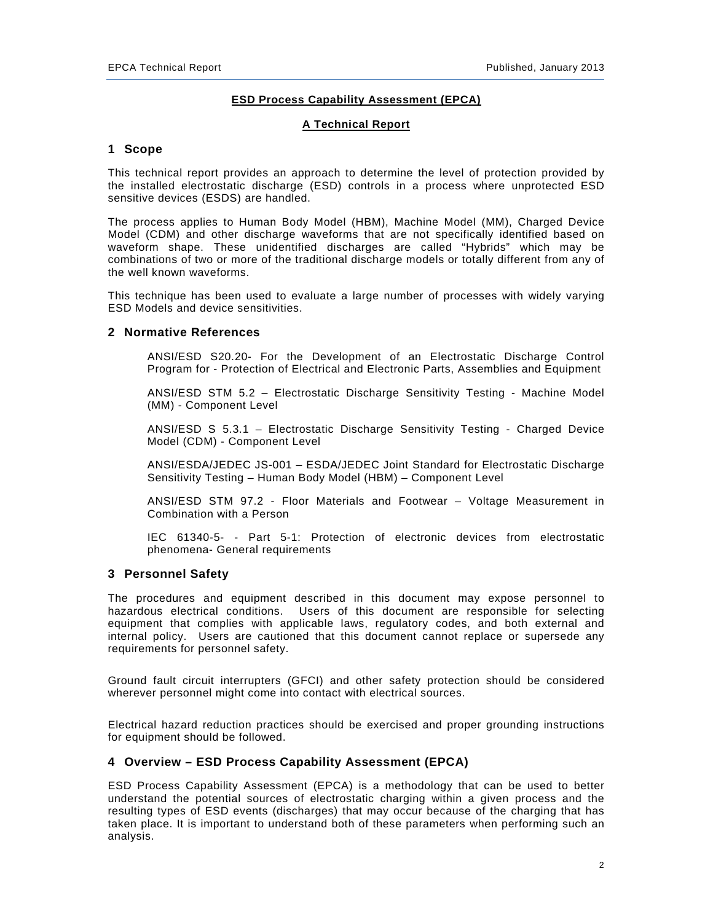## ESD Process Capability Assessment (EPCA)

## A Technical Report

## 1 Scope

This technical report provides an approach to determine the level of protection provided by the installed electrostatic discharge (ESD) controls in a process where unprotected ESD sensitive devices (ESDS) are handled.

The process applies to Human Body Model (HBM), Machine Model (MM), Charged Device Model (CDM) and other discharge waveforms that are not specifically identified based on waveform shape. These unidentified discharges are called "Hybrids" which may be combinations of two or more of the traditional discharge models or totally different from any of the well known waveforms.

This technique has been used to evaluate a large number of processes with widely varying ESD Models and device sensitivities.

## 2 Normative References

ANSI/ESD S20.20- For the Development of an Electrostatic Discharge Control Program for - Protection of Electrical and Electronic Parts, Assemblies and Equipment

ANSI/ESD STM 5.2 – Electrostatic Discharge Sensitivity Testing - Machine Model (MM) - Component Level

ANSI/ESD S 5.3.1 – Electrostatic Discharge Sensitivity Testing - Charged Device Model (CDM) - Component Level

ANSI/ESDA/JEDEC JS-001 – ESDA/JEDEC Joint Standard for Electrostatic Discharge Sensitivity Testing – Human Body Model (HBM) – Component Level

ANSI/ESD STM 97.2 - Floor Materials and Footwear – Voltage Measurement in Combination with a Person

IEC 61340-5- - Part 5-1: Protection of electronic devices from electrostatic phenomena- General requirements

## 3 Personnel Safety

The procedures and equipment described in this document may expose personnel to hazardous electrical conditions. Users of this document are responsible for selecting equipment that complies with applicable laws, regulatory codes, and both external and internal policy. Users are cautioned that this document cannot replace or supersede any requirements for personnel safety.

Ground fault circuit interrupters (GFCI) and other safety protection should be considered wherever personnel might come into contact with electrical sources.

Electrical hazard reduction practices should be exercised and proper grounding instructions for equipment should be followed.

## 4 Overview – ESD Process Capability Assessment (EPCA)

ESD Process Capability Assessment (EPCA) is a methodology that can be used to better understand the potential sources of electrostatic charging within a given process and the resulting types of ESD events (discharges) that may occur because of the charging that has taken place. It is important to understand both of these parameters when performing such an analysis.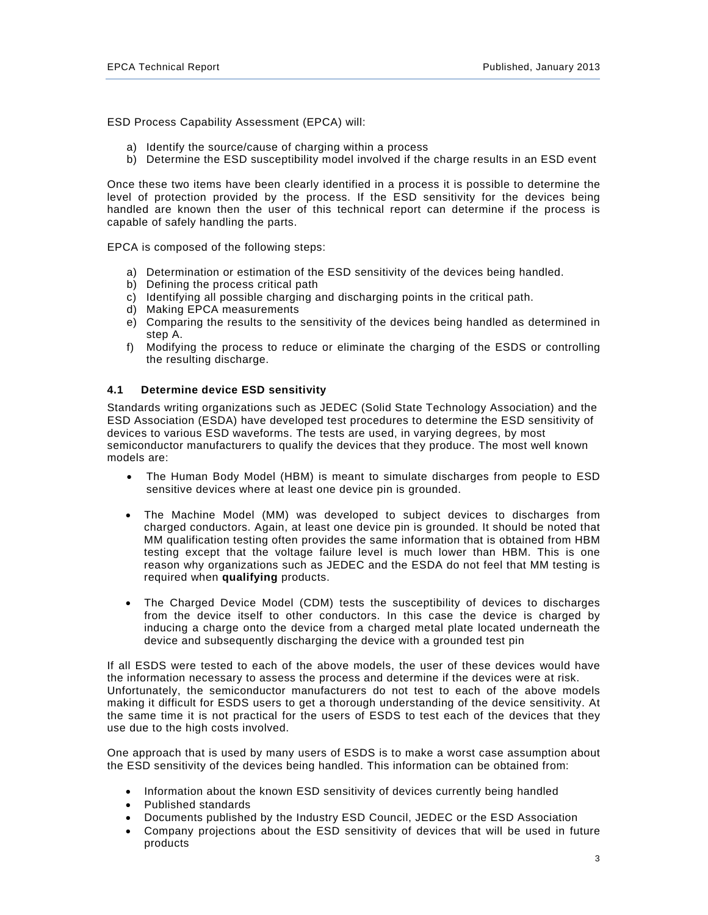ESD Process Capability Assessment (EPCA) will:

a) Identify the source/cause of charging within a process
b) Determine the ESD susceptibility model involved if the charge results in an ESD event

Once these two items have been clearly identified in a process it is possible to determine the level of protection provided by the process. If the ESD sensitivity for the devices being handled are known then the user of this technical report can determine if the process is capable of safely handling the parts.

EPCA is composed of the following steps:

a) Determination or estimation of the ESD sensitivity of the devices being handled.
b) Defining the process critical path
c) Identifying all possible charging and discharging points in the critical path.
d) Making EPCA measurements
e) Comparing the results to the sensitivity of the devices being handled as determined in step A.
f) Modifying the process to reduce or eliminate the charging of the ESDS or controlling the resulting discharge.

### 4.1 Determine device ESD sensitivity

Standards writing organizations such as JEDEC (Solid State Technology Association) and the ESD Association (ESDA) have developed test procedures to determine the ESD sensitivity of devices to various ESD waveforms. The tests are used, in varying degrees, by most semiconductor manufacturers to qualify the devices that they produce. The most well known models are:

- The Human Body Model (HBM) is meant to simulate discharges from people to ESD sensitive devices where at least one device pin is grounded.

- The Machine Model (MM) was developed to subject devices to discharges from charged conductors. Again, at least one device pin is grounded. It should be noted that MM qualification testing often provides the same information that is obtained from HBM testing except that the voltage failure level is much lower than HBM. This is one reason why organizations such as JEDEC and the ESDA do not feel that MM testing is required when **qualifying** products.

- The Charged Device Model (CDM) tests the susceptibility of devices to discharges from the device itself to other conductors. In this case the device is charged by inducing a charge onto the device from a charged metal plate located underneath the device and subsequently discharging the device with a grounded test pin

If all ESDS were tested to each of the above models, the user of these devices would have the information necessary to assess the process and determine if the devices were at risk. Unfortunately, the semiconductor manufacturers do not test to each of the above models making it difficult for ESDS users to get a thorough understanding of the device sensitivity. At the same time it is not practical for the users of ESDS to test each of the devices that they use due to the high costs involved.

One approach that is used by many users of ESDS is to make a worst case assumption about the ESD sensitivity of the devices being handled. This information can be obtained from:

- Information about the known ESD sensitivity of devices currently being handled
- Published standards
- Documents published by the Industry ESD Council, JEDEC or the ESD Association
- Company projections about the ESD sensitivity of devices that will be used in future products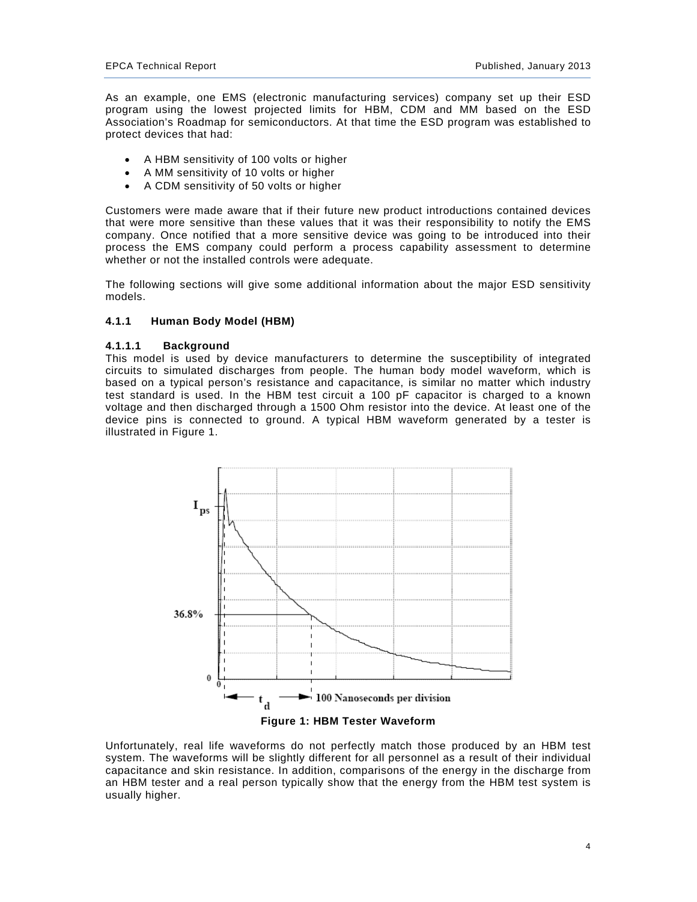As an example, one EMS (electronic manufacturing services) company set up their ESD program using the lowest projected limits for HBM, CDM and MM based on the ESD Association's Roadmap for semiconductors. At that time the ESD program was established to protect devices that had:

- A HBM sensitivity of 100 volts or higher
- A MM sensitivity of 10 volts or higher
- A CDM sensitivity of 50 volts or higher

Customers were made aware that if their future new product introductions contained devices that were more sensitive than these values that it was their responsibility to notify the EMS company. Once notified that a more sensitive device was going to be introduced into their process the EMS company could perform a process capability assessment to determine whether or not the installed controls were adequate.

The following sections will give some additional information about the major ESD sensitivity models.

### 4.1.1 Human Body Model (HBM)

#### 4.1.1.1 Background

This model is used by device manufacturers to determine the susceptibility of integrated circuits to simulated discharges from people. The human body model waveform, which is based on a typical person's resistance and capacitance, is similar no matter which industry test standard is used. In the HBM test circuit a 100 pF capacitor is charged to a known voltage and then discharged through a 1500 Ohm resistor into the device. At least one of the device pins is connected to ground. A typical HBM waveform generated by a tester is illustrated in Figure 1.

**Figure 1: HBM Tester Waveform**

Unfortunately, real life waveforms do not perfectly match those produced by an HBM test system. The waveforms will be slightly different for all personnel as a result of their individual capacitance and skin resistance. In addition, comparisons of the energy in the discharge from an HBM tester and a real person typically show that the energy from the HBM test system is usually higher.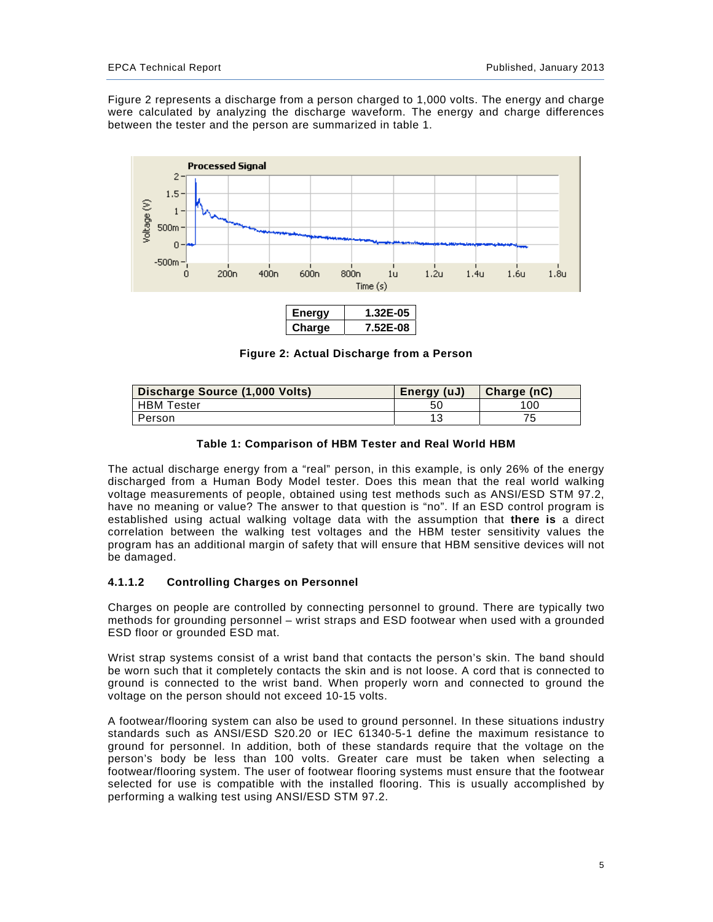Figure 2 represents a discharge from a person charged to 1,000 volts. The energy and charge were calculated by analyzing the discharge waveform. The energy and charge differences between the tester and the person are summarized in table 1.

| Energy | 1.32E-05 |
|---|---|
| Charge | 7.52E-08 |

**Figure 2: Actual Discharge from a Person**

| Discharge Source (1,000 Volts) | Energy (uJ) | Charge (nC) |
|---|---|---|
| HBM Tester | 50 | 100 |
| Person | 13 | 75 |

**Table 1: Comparison of HBM Tester and Real World HBM**

The actual discharge energy from a "real" person, in this example, is only 26% of the energy discharged from a Human Body Model tester. Does this mean that the real world walking voltage measurements of people, obtained using test methods such as ANSI/ESD STM 97.2, have no meaning or value? The answer to that question is "no". If an ESD control program is established using actual walking voltage data with the assumption that **there is** a direct correlation between the walking test voltages and the HBM tester sensitivity values the program has an additional margin of safety that will ensure that HBM sensitive devices will not be damaged.

#### 4.1.1.2 Controlling Charges on Personnel

Charges on people are controlled by connecting personnel to ground. There are typically two methods for grounding personnel – wrist straps and ESD footwear when used with a grounded ESD floor or grounded ESD mat.

Wrist strap systems consist of a wrist band that contacts the person's skin. The band should be worn such that it completely contacts the skin and is not loose. A cord that is connected to ground is connected to the wrist band. When properly worn and connected to ground the voltage on the person should not exceed 10-15 volts.

A footwear/flooring system can also be used to ground personnel. In these situations industry standards such as ANSI/ESD S20.20 or IEC 61340-5-1 define the maximum resistance to ground for personnel. In addition, both of these standards require that the voltage on the person's body be less than 100 volts. Greater care must be taken when selecting a footwear/flooring system. The user of footwear flooring systems must ensure that the footwear selected for use is compatible with the installed flooring. This is usually accomplished by performing a walking test using ANSI/ESD STM 97.2.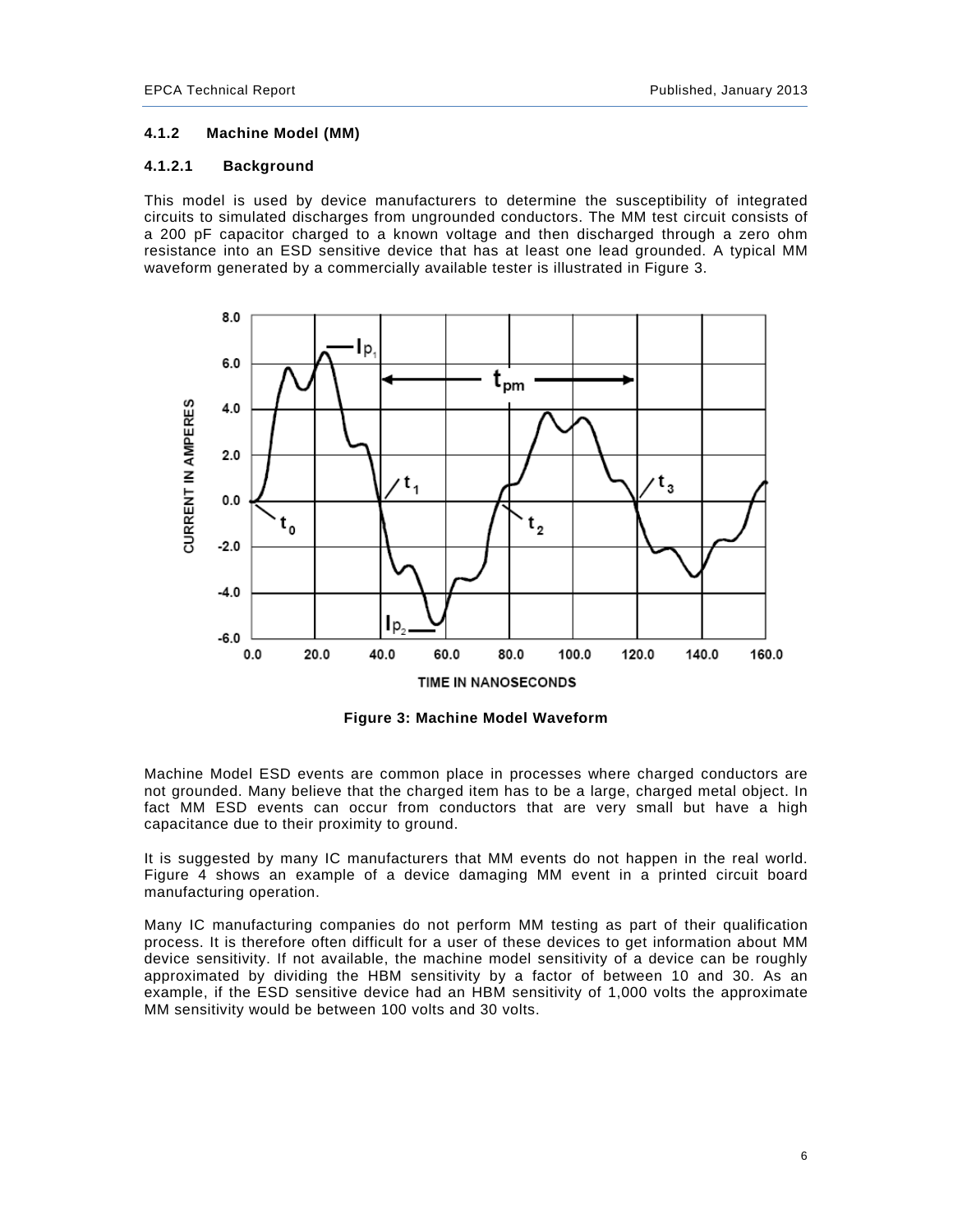### 4.1.2 Machine Model (MM)

#### 4.1.2.1 Background

This model is used by device manufacturers to determine the susceptibility of integrated circuits to simulated discharges from ungrounded conductors. The MM test circuit consists of a 200 pF capacitor charged to a known voltage and then discharged through a zero ohm resistance into an ESD sensitive device that has at least one lead grounded. A typical MM waveform generated by a commercially available tester is illustrated in Figure 3.

**Figure 3: Machine Model Waveform**

Machine Model ESD events are common place in processes where charged conductors are not grounded. Many believe that the charged item has to be a large, charged metal object. In fact MM ESD events can occur from conductors that are very small but have a high capacitance due to their proximity to ground.

It is suggested by many IC manufacturers that MM events do not happen in the real world. Figure 4 shows an example of a device damaging MM event in a printed circuit board manufacturing operation.

Many IC manufacturing companies do not perform MM testing as part of their qualification process. It is therefore often difficult for a user of these devices to get information about MM device sensitivity. If not available, the machine model sensitivity of a device can be roughly approximated by dividing the HBM sensitivity by a factor of between 10 and 30. As an example, if the ESD sensitive device had an HBM sensitivity of 1,000 volts the approximate MM sensitivity would be between 100 volts and 30 volts.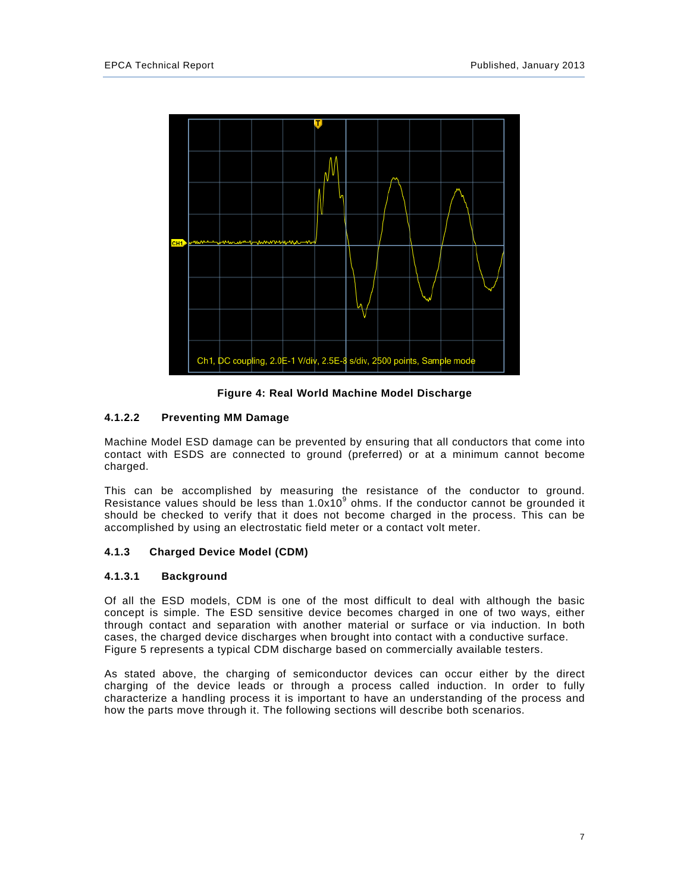Figure 4: Real World Machine Model Discharge

#### 4.1.2.2 Preventing MM Damage

Machine Model ESD damage can be prevented by ensuring that all conductors that come into contact with ESDS are connected to ground (preferred) or at a minimum cannot become charged.

This can be accomplished by measuring the resistance of the conductor to ground. Resistance values should be less than $1.0 \times 10^9$ ohms. If the conductor cannot be grounded it should be checked to verify that it does not become charged in the process. This can be accomplished by using an electrostatic field meter or a contact volt meter.

### 4.1.3 Charged Device Model (CDM)

#### 4.1.3.1 Background

Of all the ESD models, CDM is one of the most difficult to deal with although the basic concept is simple. The ESD sensitive device becomes charged in one of two ways, either through contact and separation with another material or surface or via induction. In both cases, the charged device discharges when brought into contact with a conductive surface. Figure 5 represents a typical CDM discharge based on commercially available testers.

As stated above, the charging of semiconductor devices can occur either by the direct charging of the device leads or through a process called induction. In order to fully characterize a handling process it is important to have an understanding of the process and how the parts move through it. The following sections will describe both scenarios.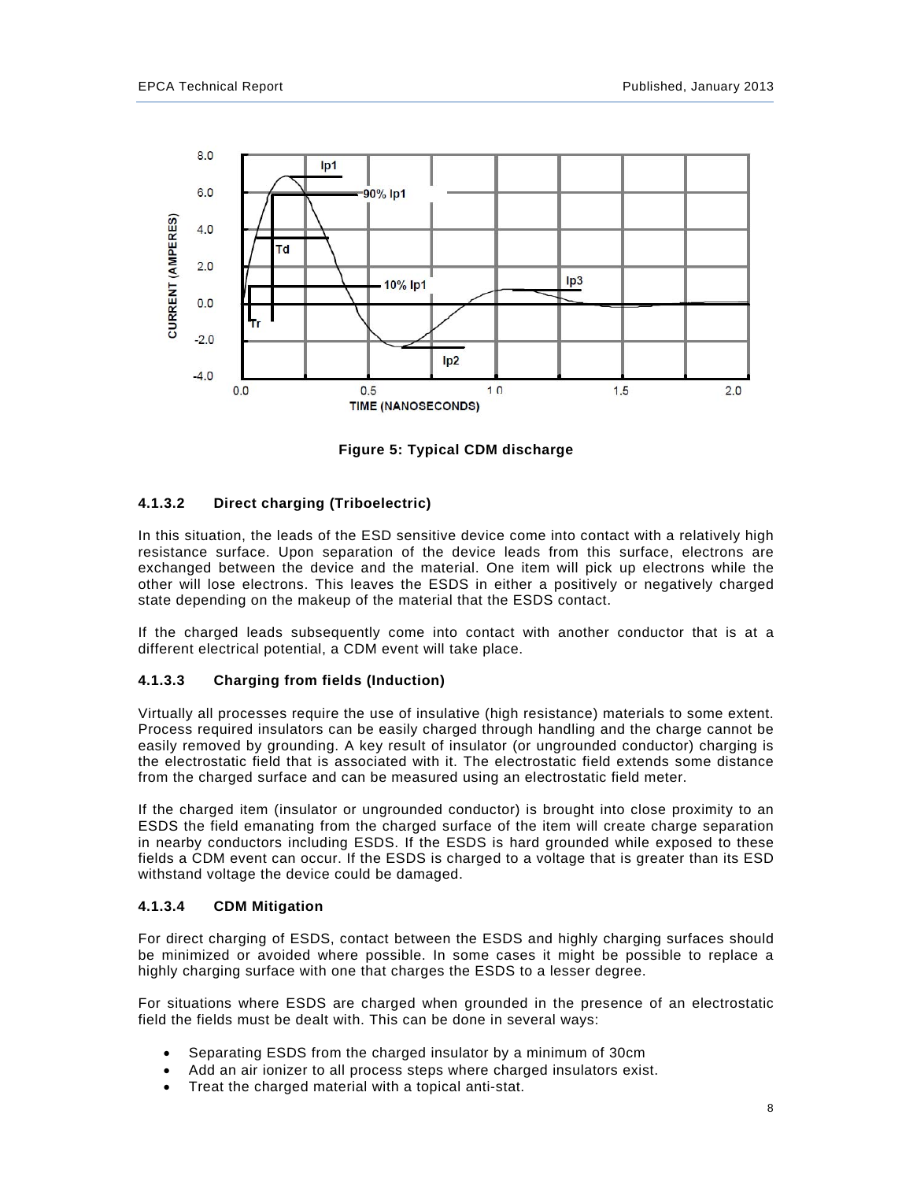Figure 5: Typical CDM discharge

#### 4.1.3.2 Direct charging (Triboelectric)

In this situation, the leads of the ESD sensitive device come into contact with a relatively high resistance surface. Upon separation of the device leads from this surface, electrons are exchanged between the device and the material. One item will pick up electrons while the other will lose electrons. This leaves the ESDS in either a positively or negatively charged state depending on the makeup of the material that the ESDS contact.

If the charged leads subsequently come into contact with another conductor that is at a different electrical potential, a CDM event will take place.

#### 4.1.3.3 Charging from fields (Induction)

Virtually all processes require the use of insulative (high resistance) materials to some extent. Process required insulators can be easily charged through handling and the charge cannot be easily removed by grounding. A key result of insulator (or ungrounded conductor) charging is the electrostatic field that is associated with it. The electrostatic field extends some distance from the charged surface and can be measured using an electrostatic field meter.

If the charged item (insulator or ungrounded conductor) is brought into close proximity to an ESDS the field emanating from the charged surface of the item will create charge separation in nearby conductors including ESDS. If the ESDS is hard grounded while exposed to these fields a CDM event can occur. If the ESDS is charged to a voltage that is greater than its ESD withstand voltage the device could be damaged.

#### 4.1.3.4 CDM Mitigation

For direct charging of ESDS, contact between the ESDS and highly charging surfaces should be minimized or avoided where possible. In some cases it might be possible to replace a highly charging surface with one that charges the ESDS to a lesser degree.

For situations where ESDS are charged when grounded in the presence of an electrostatic field the fields must be dealt with. This can be done in several ways:

- Separating ESDS from the charged insulator by a minimum of 30cm
- Add an air ionizer to all process steps where charged insulators exist.
- Treat the charged material with a topical anti-stat.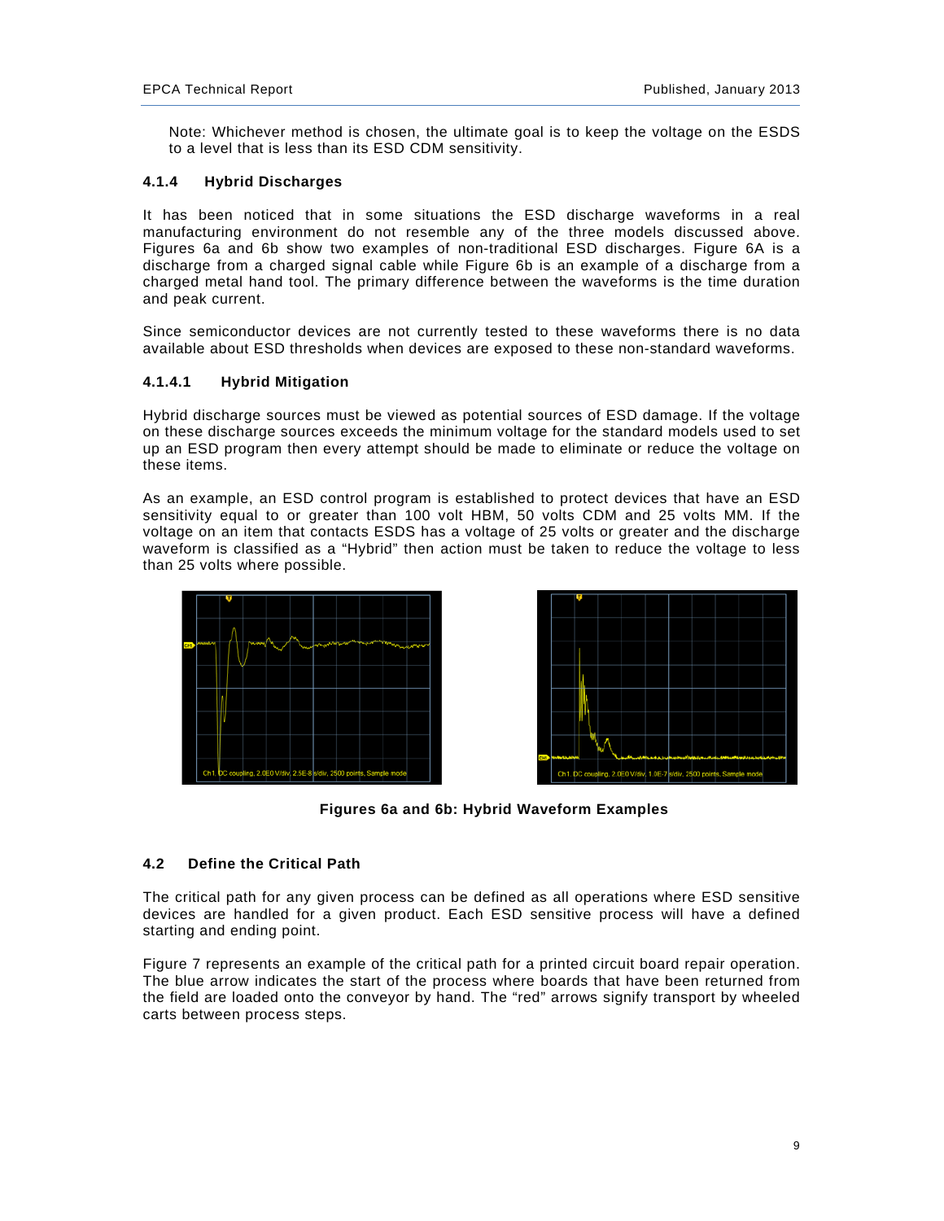Note: Whichever method is chosen, the ultimate goal is to keep the voltage on the ESDS to a level that is less than its ESD CDM sensitivity.

#### 4.1.4 Hybrid Discharges

It has been noticed that in some situations the ESD discharge waveforms in a real manufacturing environment do not resemble any of the three models discussed above. Figures 6a and 6b show two examples of non-traditional ESD discharges. Figure 6A is a discharge from a charged signal cable while Figure 6b is an example of a discharge from a charged metal hand tool. The primary difference between the waveforms is the time duration and peak current.

Since semiconductor devices are not currently tested to these waveforms there is no data available about ESD thresholds when devices are exposed to these non-standard waveforms.

##### 4.1.4.1 Hybrid Mitigation

Hybrid discharge sources must be viewed as potential sources of ESD damage. If the voltage on these discharge sources exceeds the minimum voltage for the standard models used to set up an ESD program then every attempt should be made to eliminate or reduce the voltage on these items.

As an example, an ESD control program is established to protect devices that have an ESD sensitivity equal to or greater than 100 volt HBM, 50 volts CDM and 25 volts MM. If the voltage on an item that contacts ESDS has a voltage of 25 volts or greater and the discharge waveform is classified as a "Hybrid" then action must be taken to reduce the voltage to less than 25 volts where possible.

**Figures 6a and 6b: Hybrid Waveform Examples**

### 4.2 Define the Critical Path

The critical path for any given process can be defined as all operations where ESD sensitive devices are handled for a given product. Each ESD sensitive process will have a defined starting and ending point.

Figure 7 represents an example of the critical path for a printed circuit board repair operation. The blue arrow indicates the start of the process where boards that have been returned from the field are loaded onto the conveyor by hand. The "red" arrows signify transport by wheeled carts between process steps.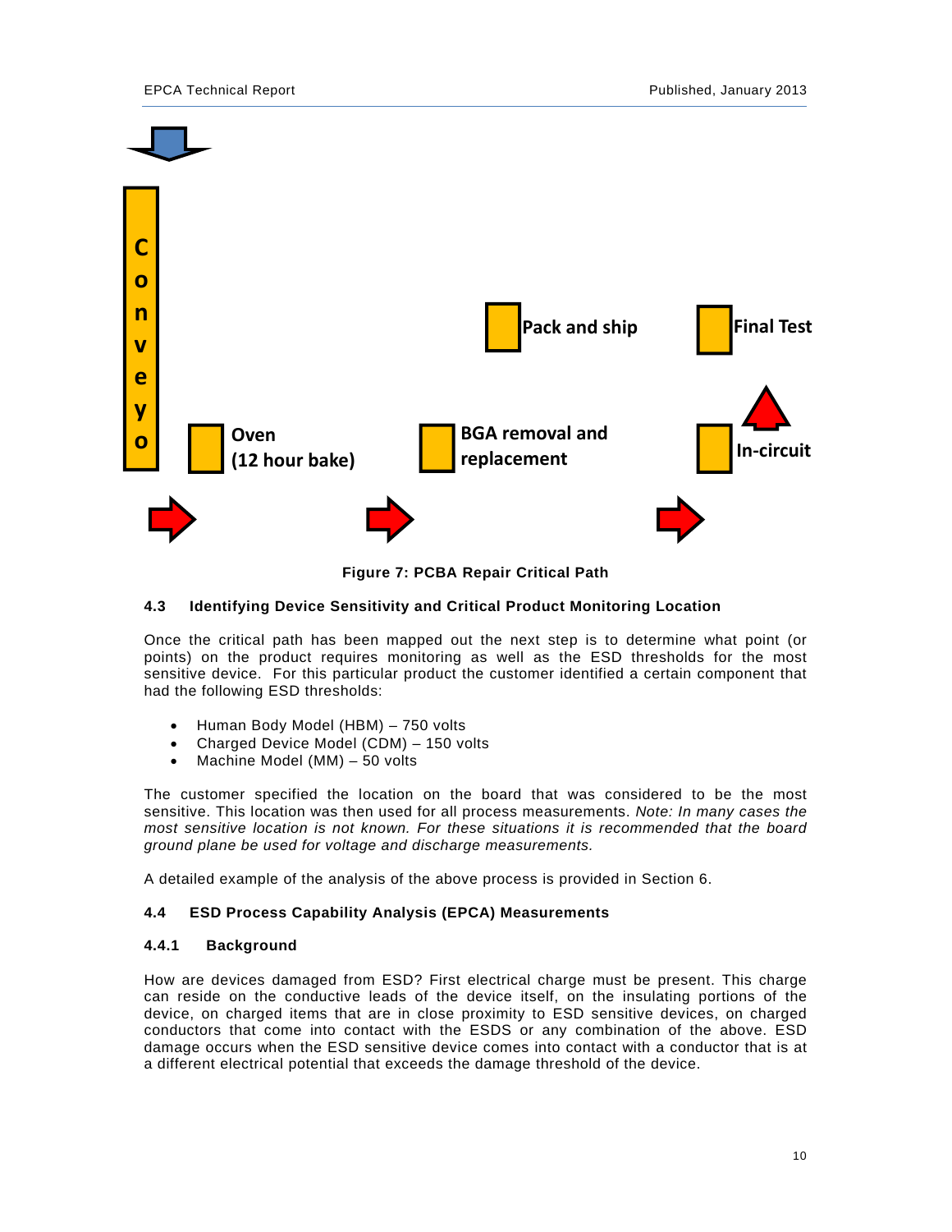Conveyo

Oven (12 hour bake)

BGA removal and replacement

In-circuit

Final Test

Pack and ship

**Figure 7: PCBA Repair Critical Path**

### 4.3 Identifying Device Sensitivity and Critical Product Monitoring Location

Once the critical path has been mapped out the next step is to determine what point (or points) on the product requires monitoring as well as the ESD thresholds for the most sensitive device. For this particular product the customer identified a certain component that had the following ESD thresholds:

- Human Body Model (HBM) – 750 volts
- Charged Device Model (CDM) – 150 volts
- Machine Model (MM) – 50 volts

The customer specified the location on the board that was considered to be the most sensitive. This location was then used for all process measurements. *Note: In many cases the most sensitive location is not known. For these situations it is recommended that the board ground plane be used for voltage and discharge measurements.*

A detailed example of the analysis of the above process is provided in Section 6.

### 4.4 ESD Process Capability Analysis (EPCA) Measurements

#### 4.4.1 Background

How are devices damaged from ESD? First electrical charge must be present. This charge can reside on the conductive leads of the device itself, on the insulating portions of the device, on charged items that are in close proximity to ESD sensitive devices, on charged conductors that come into contact with the ESDS or any combination of the above. ESD damage occurs when the ESD sensitive device comes into contact with a conductor that is at a different electrical potential that exceeds the damage threshold of the device.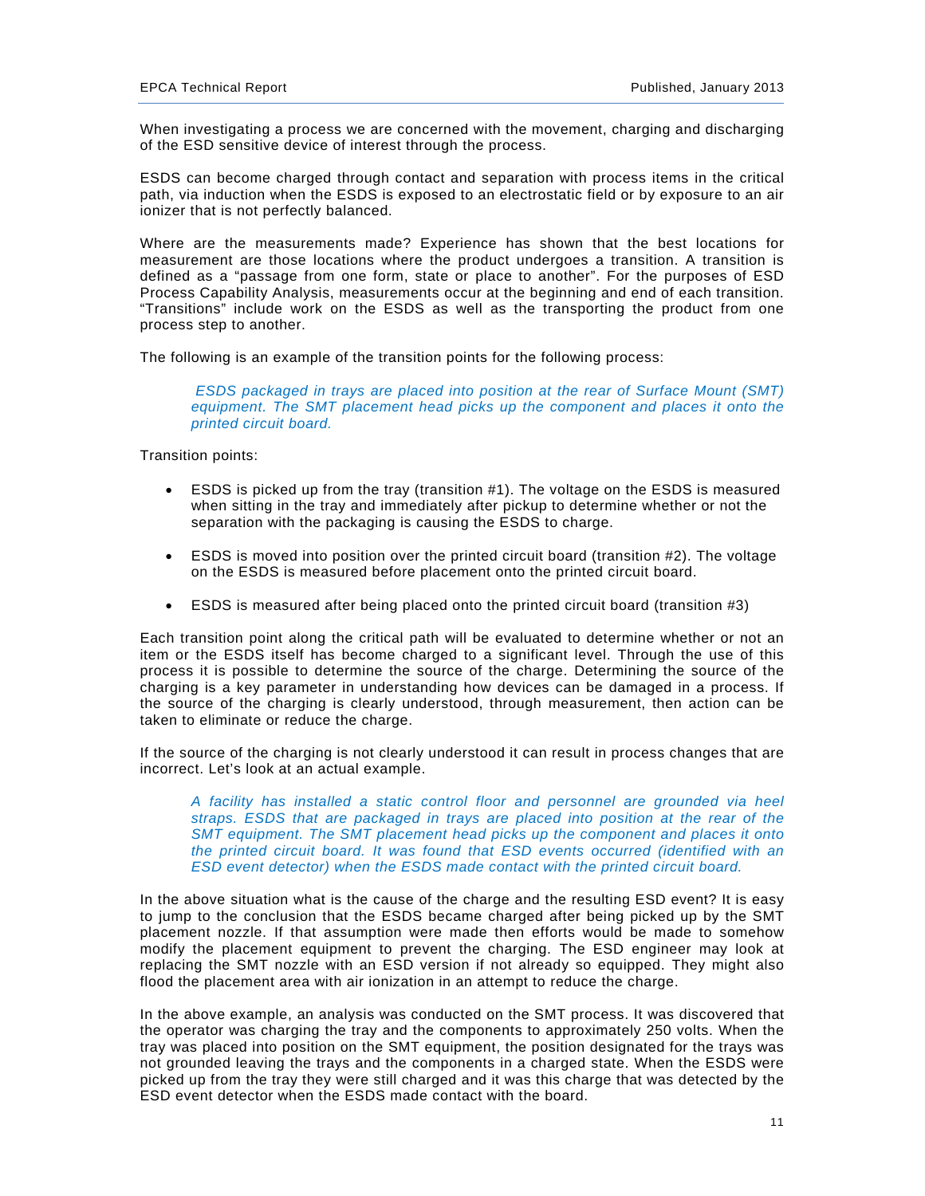When investigating a process we are concerned with the movement, charging and discharging of the ESD sensitive device of interest through the process.

ESDS can become charged through contact and separation with process items in the critical path, via induction when the ESDS is exposed to an electrostatic field or by exposure to an air ionizer that is not perfectly balanced.

Where are the measurements made? Experience has shown that the best locations for measurement are those locations where the product undergoes a transition. A transition is defined as a "passage from one form, state or place to another". For the purposes of ESD Process Capability Analysis, measurements occur at the beginning and end of each transition. "Transitions" include work on the ESDS as well as the transporting the product from one process step to another.

The following is an example of the transition points for the following process:

> *ESDS packaged in trays are placed into position at the rear of Surface Mount (SMT) equipment. The SMT placement head picks up the component and places it onto the printed circuit board.*

Transition points:

- ESDS is picked up from the tray (transition #1). The voltage on the ESDS is measured when sitting in the tray and immediately after pickup to determine whether or not the separation with the packaging is causing the ESDS to charge.
- ESDS is moved into position over the printed circuit board (transition #2). The voltage on the ESDS is measured before placement onto the printed circuit board.
- ESDS is measured after being placed onto the printed circuit board (transition #3)

Each transition point along the critical path will be evaluated to determine whether or not an item or the ESDS itself has become charged to a significant level. Through the use of this process it is possible to determine the source of the charge. Determining the source of the charging is a key parameter in understanding how devices can be damaged in a process. If the source of the charging is clearly understood, through measurement, then action can be taken to eliminate or reduce the charge.

If the source of the charging is not clearly understood it can result in process changes that are incorrect. Let's look at an actual example.

> *A facility has installed a static control floor and personnel are grounded via heel straps. ESDS that are packaged in trays are placed into position at the rear of the SMT equipment. The SMT placement head picks up the component and places it onto the printed circuit board. It was found that ESD events occurred (identified with an ESD event detector) when the ESDS made contact with the printed circuit board.*

In the above situation what is the cause of the charge and the resulting ESD event? It is easy to jump to the conclusion that the ESDS became charged after being picked up by the SMT placement nozzle. If that assumption were made then efforts would be made to somehow modify the placement equipment to prevent the charging. The ESD engineer may look at replacing the SMT nozzle with an ESD version if not already so equipped. They might also flood the placement area with air ionization in an attempt to reduce the charge.

In the above example, an analysis was conducted on the SMT process. It was discovered that the operator was charging the tray and the components to approximately 250 volts. When the tray was placed into position on the SMT equipment, the position designated for the trays was not grounded leaving the trays and the components in a charged state. When the ESDS were picked up from the tray they were still charged and it was this charge that was detected by the ESD event detector when the ESDS made contact with the board.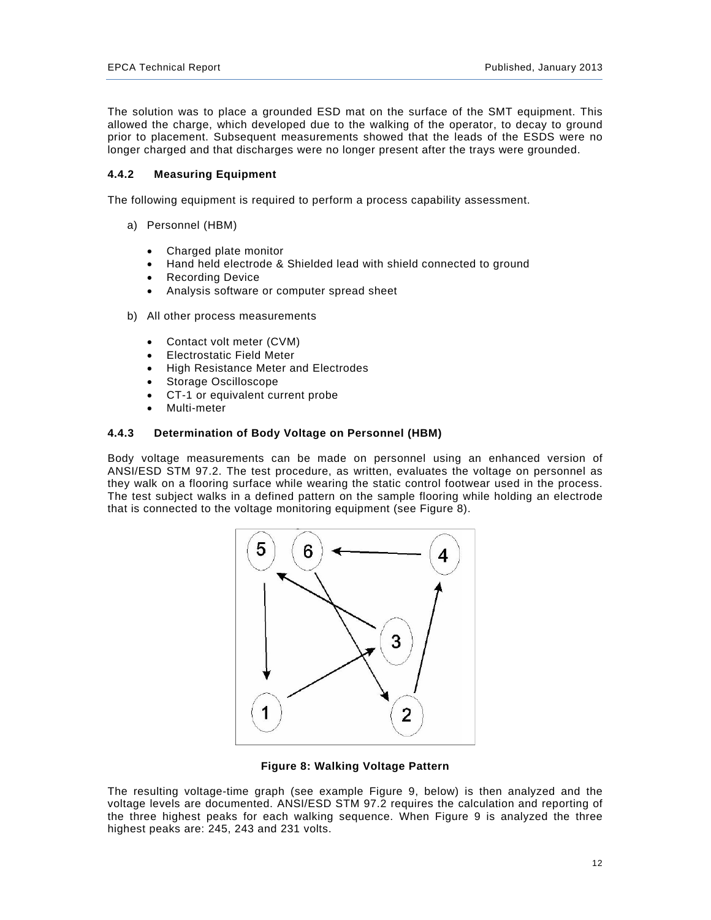The solution was to place a grounded ESD mat on the surface of the SMT equipment. This allowed the charge, which developed due to the walking of the operator, to decay to ground prior to placement. Subsequent measurements showed that the leads of the ESDS were no longer charged and that discharges were no longer present after the trays were grounded.

### 4.4.2 Measuring Equipment

The following equipment is required to perform a process capability assessment.

a) Personnel (HBM)

- Charged plate monitor
- Hand held electrode & Shielded lead with shield connected to ground
- Recording Device
- Analysis software or computer spread sheet

b) All other process measurements

- Contact volt meter (CVM)
- Electrostatic Field Meter
- High Resistance Meter and Electrodes
- Storage Oscilloscope
- CT-1 or equivalent current probe
- Multi-meter

### 4.4.3 Determination of Body Voltage on Personnel (HBM)

Body voltage measurements can be made on personnel using an enhanced version of ANSI/ESD STM 97.2. The test procedure, as written, evaluates the voltage on personnel as they walk on a flooring surface while wearing the static control footwear used in the process. The test subject walks in a defined pattern on the sample flooring while holding an electrode that is connected to the voltage monitoring equipment (see Figure 8).

**Figure 8: Walking Voltage Pattern**

The resulting voltage-time graph (see example Figure 9, below) is then analyzed and the voltage levels are documented. ANSI/ESD STM 97.2 requires the calculation and reporting of the three highest peaks for each walking sequence. When Figure 9 is analyzed the three highest peaks are: 245, 243 and 231 volts.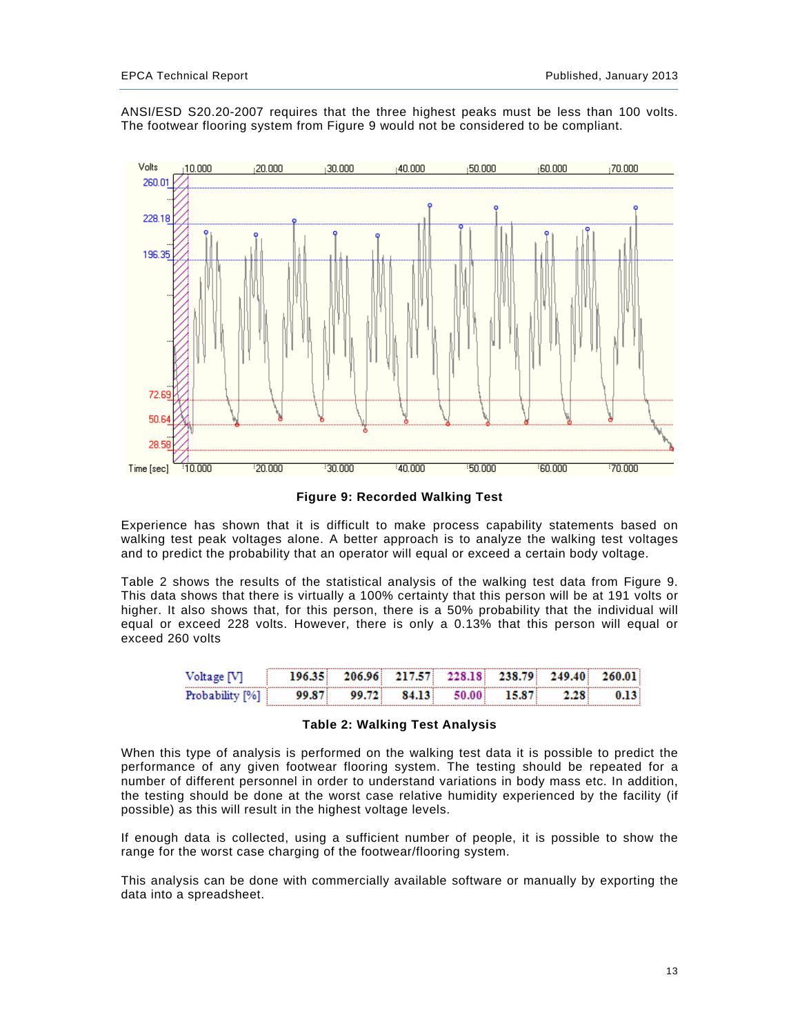ANSI/ESD S20.20-2007 requires that the three highest peaks must be less than 100 volts. The footwear flooring system from Figure 9 would not be considered to be compliant.

**Figure 9: Recorded Walking Test**

Experience has shown that it is difficult to make process capability statements based on walking test peak voltages alone. A better approach is to analyze the walking test voltages and to predict the probability that an operator will equal or exceed a certain body voltage.

Table 2 shows the results of the statistical analysis of the walking test data from Figure 9. This data shows that there is virtually a 100% certainty that this person will be at 191 volts or higher. It also shows that, for this person, there is a 50% probability that the individual will equal or exceed 228 volts. However, there is only a 0.13% that this person will equal or exceed 260 volts

| Voltage [V] | 196.35 | 206.96 | 217.57 | 228.18 | 238.79 | 249.40 | 260.01 |
|---|---|---|---|---|---|---|---|
| Probability [%] | 99.87 | 99.72 | 84.13 | 50.00 | 15.87 | 2.28 | 0.13 |

**Table 2: Walking Test Analysis**

When this type of analysis is performed on the walking test data it is possible to predict the performance of any given footwear flooring system. The testing should be repeated for a number of different personnel in order to understand variations in body mass etc. In addition, the testing should be done at the worst case relative humidity experienced by the facility (if possible) as this will result in the highest voltage levels.

If enough data is collected, using a sufficient number of people, it is possible to show the range for the worst case charging of the footwear/flooring system.

This analysis can be done with commercially available software or manually by exporting the data into a spreadsheet.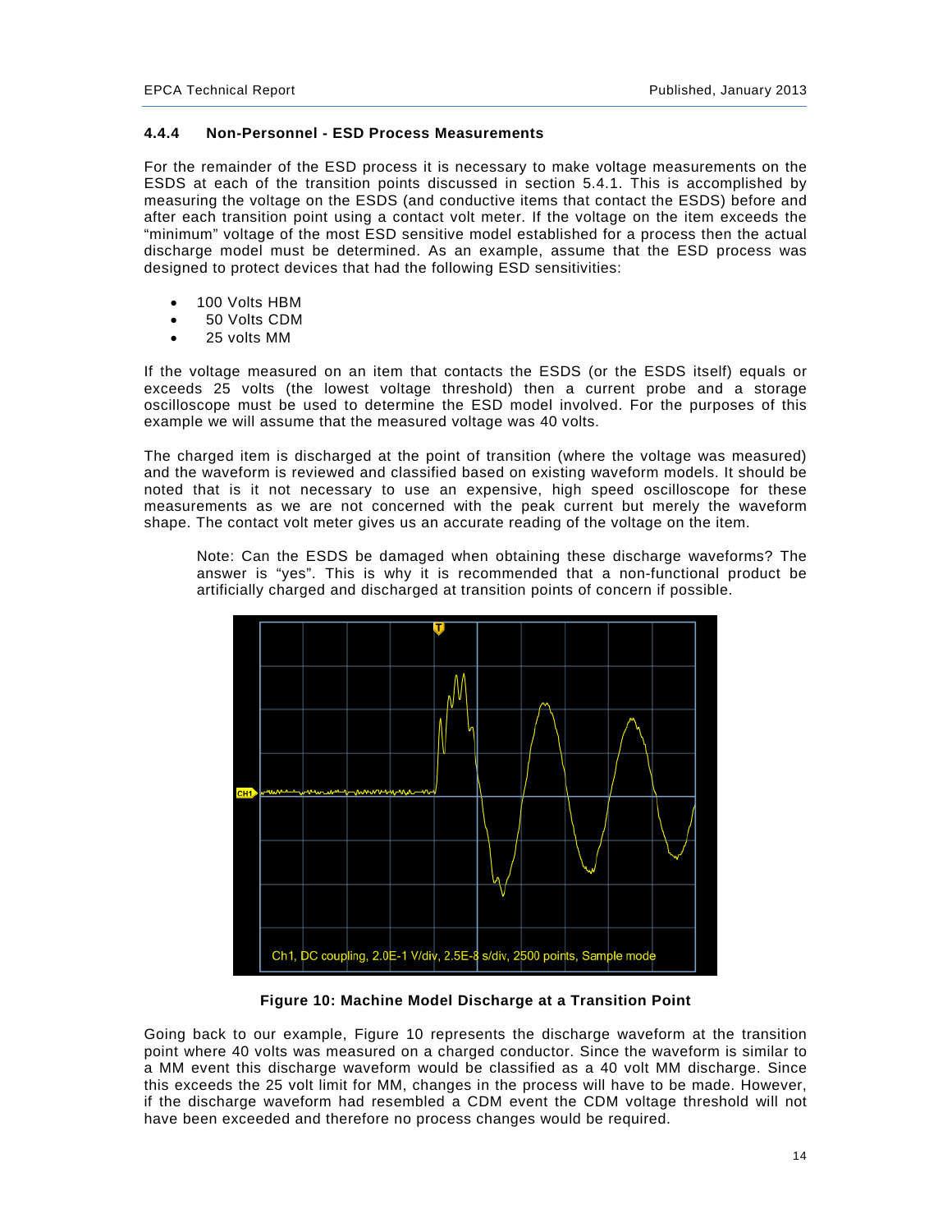#### 4.4.4 Non-Personnel - ESD Process Measurements

For the remainder of the ESD process it is necessary to make voltage measurements on the ESDS at each of the transition points discussed in section 5.4.1. This is accomplished by measuring the voltage on the ESDS (and conductive items that contact the ESDS) before and after each transition point using a contact volt meter. If the voltage on the item exceeds the "minimum" voltage of the most ESD sensitive model established for a process then the actual discharge model must be determined. As an example, assume that the ESD process was designed to protect devices that had the following ESD sensitivities:

- 100 Volts HBM
- 50 Volts CDM
- 25 volts MM

If the voltage measured on an item that contacts the ESDS (or the ESDS itself) equals or exceeds 25 volts (the lowest voltage threshold) then a current probe and a storage oscilloscope must be used to determine the ESD model involved. For the purposes of this example we will assume that the measured voltage was 40 volts.

The charged item is discharged at the point of transition (where the voltage was measured) and the waveform is reviewed and classified based on existing waveform models. It should be noted that is it not necessary to use an expensive, high speed oscilloscope for these measurements as we are not concerned with the peak current but merely the waveform shape. The contact volt meter gives us an accurate reading of the voltage on the item.

> Note: Can the ESDS be damaged when obtaining these discharge waveforms? The answer is "yes". This is why it is recommended that a non-functional product be artificially charged and discharged at transition points of concern if possible.

Ch1, DC coupling, 2.0E-1 V/div, 2.5E-8 s/div, 2500 points, Sample mode

**Figure 10: Machine Model Discharge at a Transition Point**

Going back to our example, Figure 10 represents the discharge waveform at the transition point where 40 volts was measured on a charged conductor. Since the waveform is similar to a MM event this discharge waveform would be classified as a 40 volt MM discharge. Since this exceeds the 25 volt limit for MM, changes in the process will have to be made. However, if the discharge waveform had resembled a CDM event the CDM voltage threshold will not have been exceeded and therefore no process changes would be required.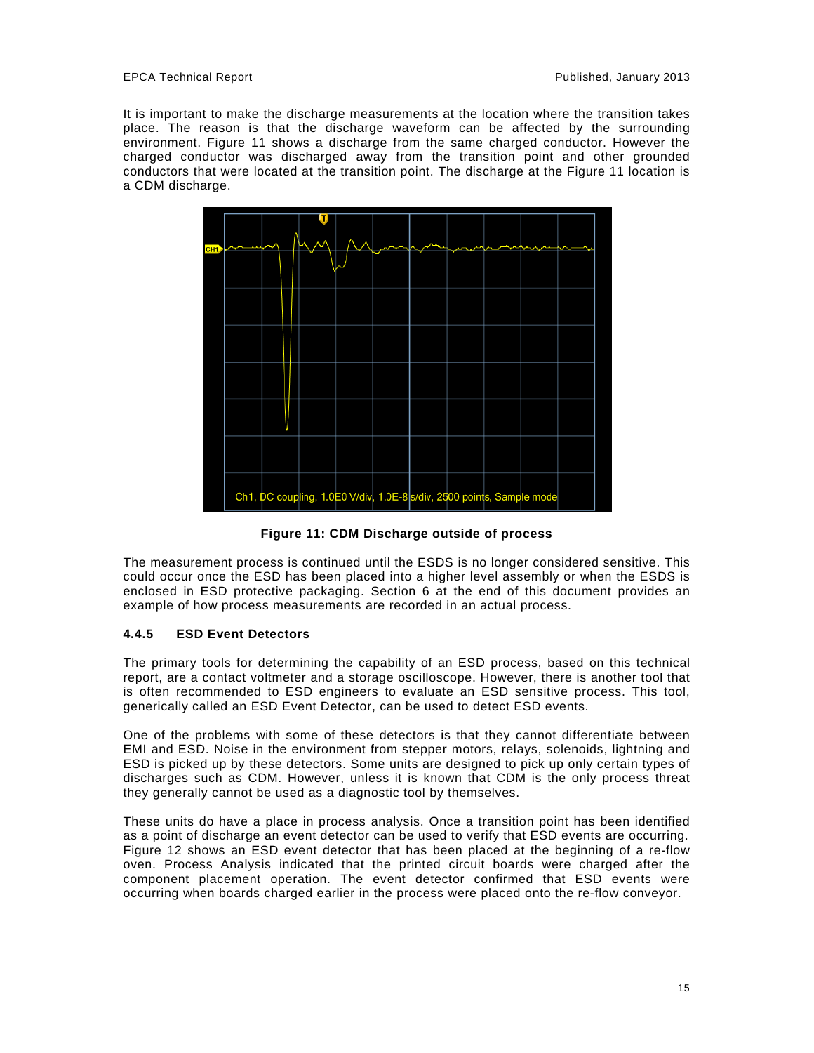It is important to make the discharge measurements at the location where the transition takes place. The reason is that the discharge waveform can be affected by the surrounding environment. Figure 11 shows a discharge from the same charged conductor. However the charged conductor was discharged away from the transition point and other grounded conductors that were located at the transition point. The discharge at the Figure 11 location is a CDM discharge.

**Figure 11: CDM Discharge outside of process**

The measurement process is continued until the ESDS is no longer considered sensitive. This could occur once the ESD has been placed into a higher level assembly or when the ESDS is enclosed in ESD protective packaging. Section 6 at the end of this document provides an example of how process measurements are recorded in an actual process.

### 4.4.5 ESD Event Detectors

The primary tools for determining the capability of an ESD process, based on this technical report, are a contact voltmeter and a storage oscilloscope. However, there is another tool that is often recommended to ESD engineers to evaluate an ESD sensitive process. This tool, generically called an ESD Event Detector, can be used to detect ESD events.

One of the problems with some of these detectors is that they cannot differentiate between EMI and ESD. Noise in the environment from stepper motors, relays, solenoids, lightning and ESD is picked up by these detectors. Some units are designed to pick up only certain types of discharges such as CDM. However, unless it is known that CDM is the only process threat they generally cannot be used as a diagnostic tool by themselves.

These units do have a place in process analysis. Once a transition point has been identified as a point of discharge an event detector can be used to verify that ESD events are occurring. Figure 12 shows an ESD event detector that has been placed at the beginning of a re-flow oven. Process Analysis indicated that the printed circuit boards were charged after the component placement operation. The event detector confirmed that ESD events were occurring when boards charged earlier in the process were placed onto the re-flow conveyor.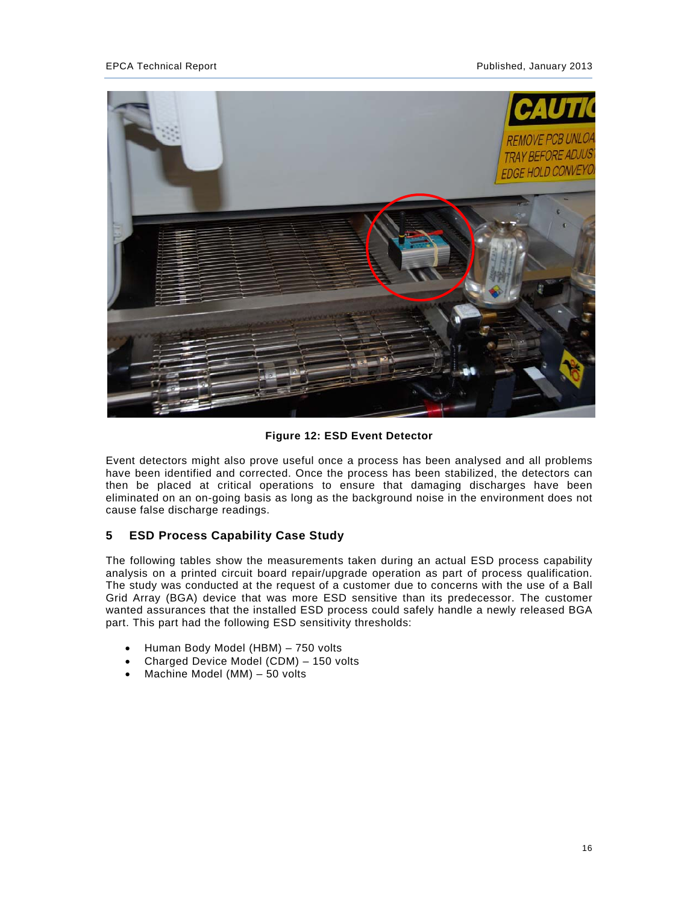**Figure 12: ESD Event Detector**

Event detectors might also prove useful once a process has been analysed and all problems have been identified and corrected. Once the process has been stabilized, the detectors can then be placed at critical operations to ensure that damaging discharges have been eliminated on an on-going basis as long as the background noise in the environment does not cause false discharge readings.

## 5 ESD Process Capability Case Study

The following tables show the measurements taken during an actual ESD process capability analysis on a printed circuit board repair/upgrade operation as part of process qualification. The study was conducted at the request of a customer due to concerns with the use of a Ball Grid Array (BGA) device that was more ESD sensitive than its predecessor. The customer wanted assurances that the installed ESD process could safely handle a newly released BGA part. This part had the following ESD sensitivity thresholds:

- Human Body Model (HBM) – 750 volts
- Charged Device Model (CDM) – 150 volts
- Machine Model (MM) – 50 volts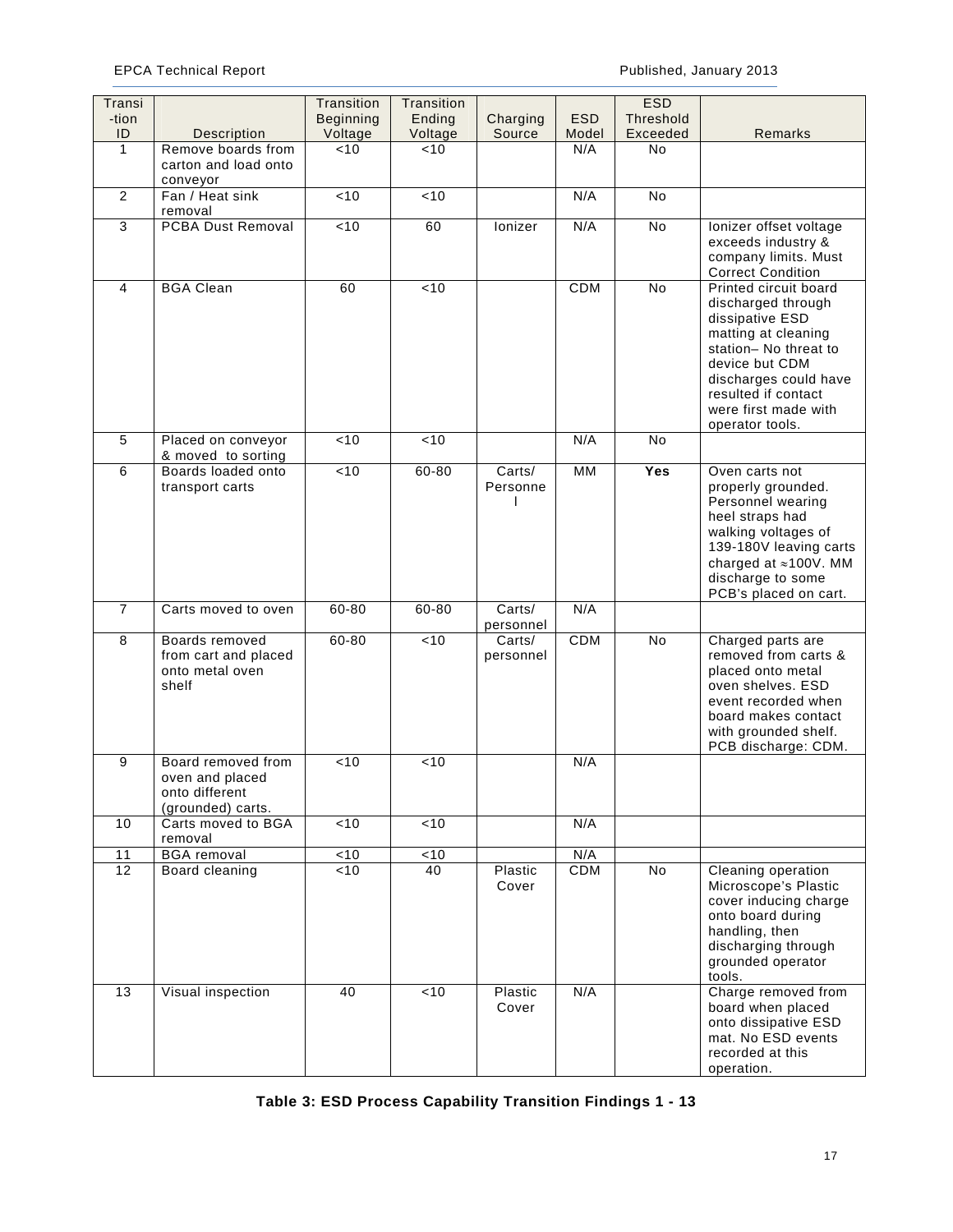| Transi-tion ID | Description | Transition Beginning Voltage | Transition Ending Voltage | Charging Source | ESD Model | ESD Threshold Exceeded | Remarks |
|---|---|---|---|---|---|---|---|
| 1 | Remove boards from carton and load onto conveyor | <10 | <10 | | N/A | No | |
| 2 | Fan / Heat sink removal | <10 | <10 | | N/A | No | |
| 3 | PCBA Dust Removal | <10 | 60 | Ionizer | N/A | No | Ionizer offset voltage exceeds industry & company limits. Must Correct Condition |
| 4 | BGA Clean | 60 | <10 | | CDM | No | Printed circuit board discharged through dissipative ESD matting at cleaning station– No threat to device but CDM discharges could have resulted if contact were first made with operator tools. |
| 5 | Placed on conveyor & moved to sorting | <10 | <10 | | N/A | No | |
| 6 | Boards loaded onto transport carts | <10 | 60-80 | Carts/ Personnel | MM | **Yes** | Oven carts not properly grounded. Personnel wearing heel straps had walking voltages of 139-180V leaving carts charged at ≈100V. MM discharge to some PCB's placed on cart. |
| 7 | Carts moved to oven | 60-80 | 60-80 | Carts/ personnel | N/A | | |
| 8 | Boards removed from cart and placed onto metal oven shelf | 60-80 | <10 | Carts/ personnel | CDM | No | Charged parts are removed from carts & placed onto metal oven shelves. ESD event recorded when board makes contact with grounded shelf. PCB discharge: CDM. |
| 9 | Board removed from oven and placed onto different (grounded) carts. | <10 | <10 | | N/A | | |
| 10 | Carts moved to BGA removal | <10 | <10 | | N/A | | |
| 11 | BGA removal | <10 | <10 | | N/A | | |
| 12 | Board cleaning | <10 | 40 | Plastic Cover | CDM | No | Cleaning operation Microscope's Plastic cover inducing charge onto board during handling, then discharging through grounded operator tools. |
| 13 | Visual inspection | 40 | <10 | Plastic Cover | N/A | | Charge removed from board when placed onto dissipative ESD mat. No ESD events recorded at this operation. |

**Table 3: ESD Process Capability Transition Findings 1 - 13**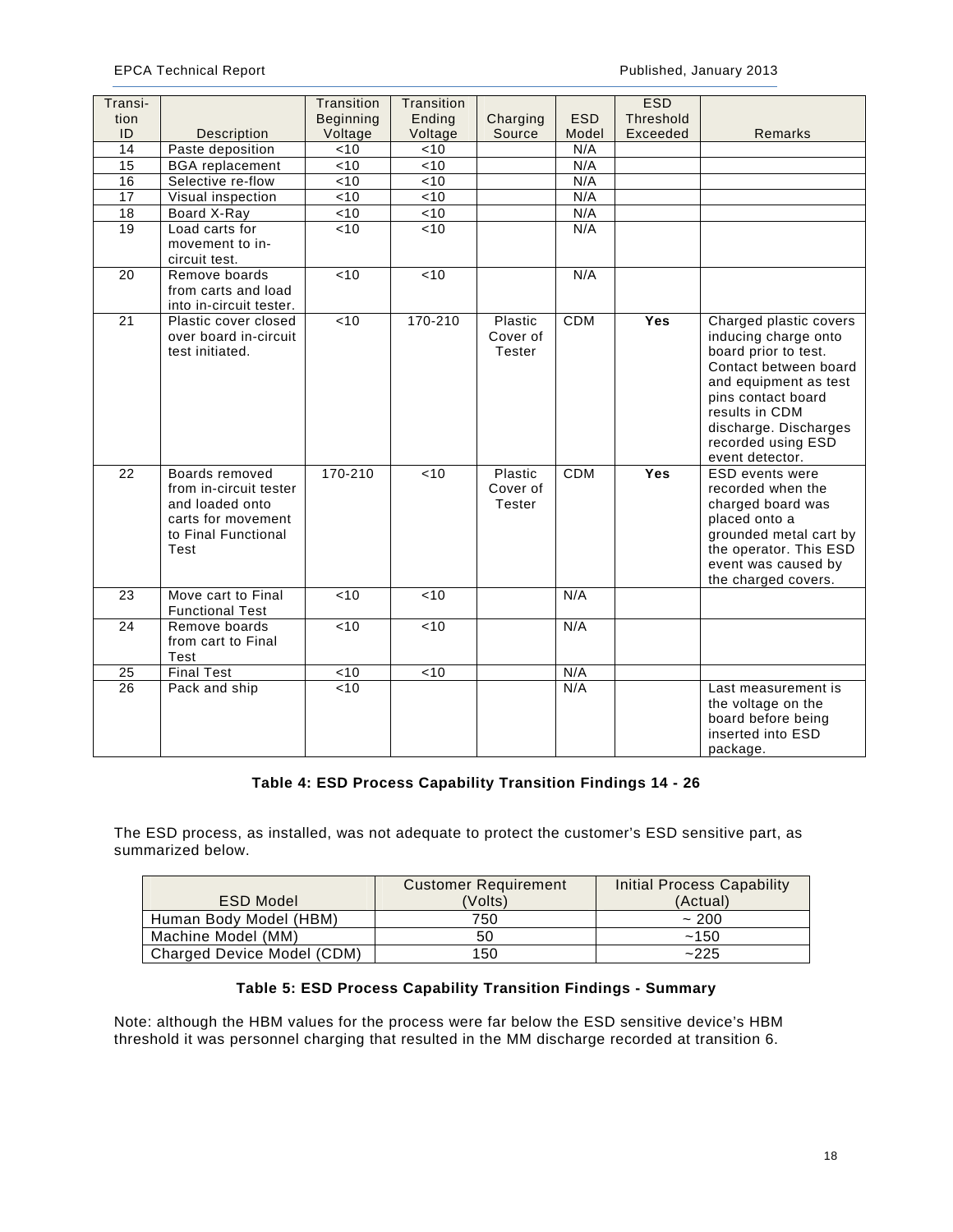| Transition ID | Description | Transition Beginning Voltage | Transition Ending Voltage | Charging Source | ESD Model | ESD Threshold Exceeded | Remarks |
|---|---|---|---|---|---|---|---|
| 14 | Paste deposition | <10 | <10 | | N/A | | |
| 15 | BGA replacement | <10 | <10 | | N/A | | |
| 16 | Selective re-flow | <10 | <10 | | N/A | | |
| 17 | Visual inspection | <10 | <10 | | N/A | | |
| 18 | Board X-Ray | <10 | <10 | | N/A | | |
| 19 | Load carts for movement to in-circuit test. | <10 | <10 | | N/A | | |
| 20 | Remove boards from carts and load into in-circuit tester. | <10 | <10 | | N/A | | |
| 21 | Plastic cover closed over board in-circuit test initiated. | <10 | 170-210 | Plastic Cover of Tester | CDM | **Yes** | Charged plastic covers inducing charge onto board prior to test. Contact between board and equipment as test pins contact board results in CDM discharge. Discharges recorded using ESD event detector. |
| 22 | Boards removed from in-circuit tester and loaded onto carts for movement to Final Functional Test | 170-210 | <10 | Plastic Cover of Tester | CDM | **Yes** | ESD events were recorded when the charged board was placed onto a grounded metal cart by the operator. This ESD event was caused by the charged covers. |
| 23 | Move cart to Final Functional Test | <10 | <10 | | N/A | | |
| 24 | Remove boards from cart to Final Test | <10 | <10 | | N/A | | |
| 25 | Final Test | <10 | <10 | | N/A | | |
| 26 | Pack and ship | <10 | | | N/A | | Last measurement is the voltage on the board before being inserted into ESD package. |

**Table 4: ESD Process Capability Transition Findings 14 - 26**

The ESD process, as installed, was not adequate to protect the customer's ESD sensitive part, as summarized below.

| ESD Model | Customer Requirement (Volts) | Initial Process Capability (Actual) |
|---|---|---|
| Human Body Model (HBM) | 750 | ~ 200 |
| Machine Model (MM) | 50 | ~150 |
| Charged Device Model (CDM) | 150 | ~225 |

**Table 5: ESD Process Capability Transition Findings - Summary**

Note: although the HBM values for the process were far below the ESD sensitive device's HBM threshold it was personnel charging that resulted in the MM discharge recorded at transition 6.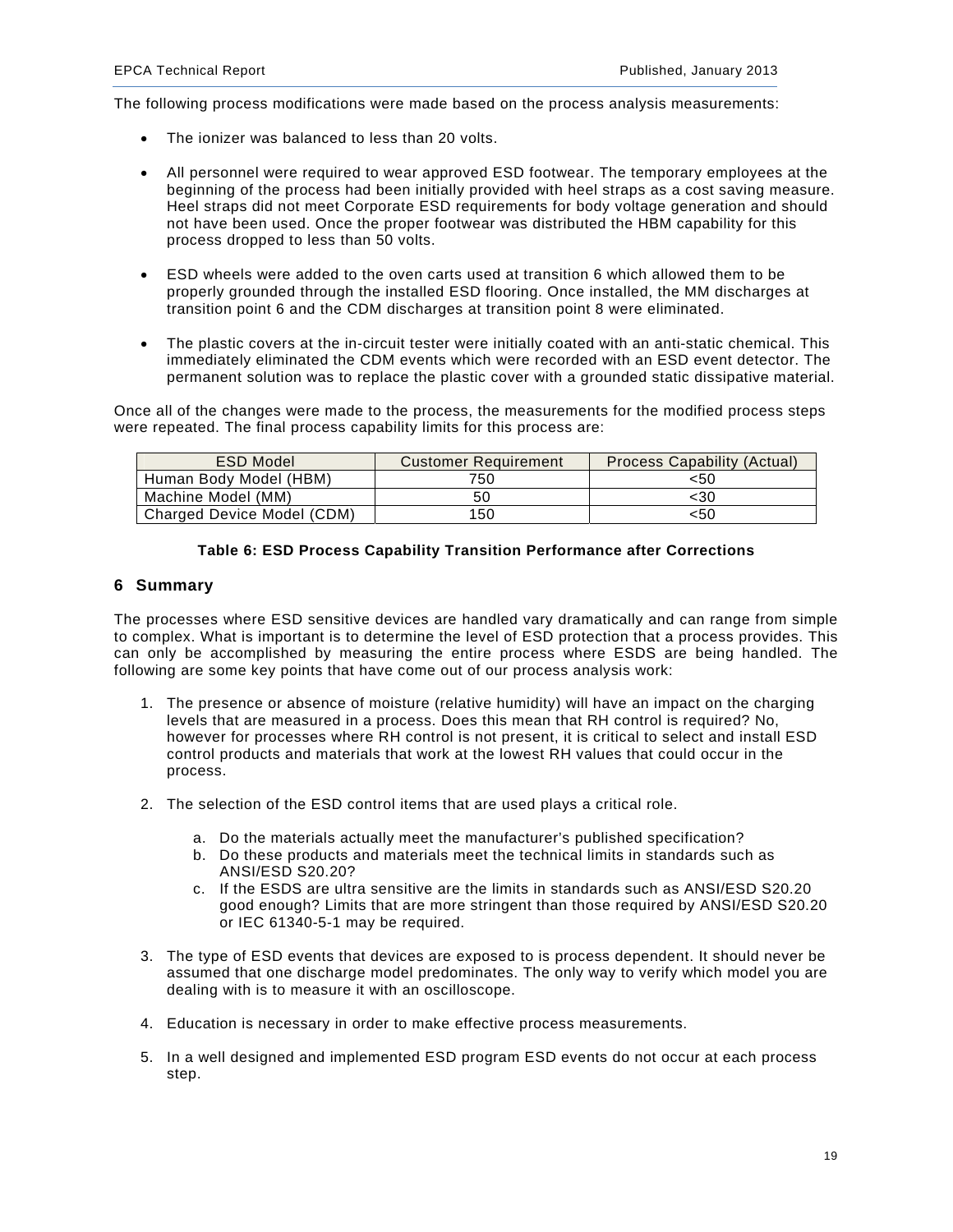The following process modifications were made based on the process analysis measurements:

- The ionizer was balanced to less than 20 volts.
- All personnel were required to wear approved ESD footwear. The temporary employees at the beginning of the process had been initially provided with heel straps as a cost saving measure. Heel straps did not meet Corporate ESD requirements for body voltage generation and should not have been used. Once the proper footwear was distributed the HBM capability for this process dropped to less than 50 volts.
- ESD wheels were added to the oven carts used at transition 6 which allowed them to be properly grounded through the installed ESD flooring. Once installed, the MM discharges at transition point 6 and the CDM discharges at transition point 8 were eliminated.
- The plastic covers at the in-circuit tester were initially coated with an anti-static chemical. This immediately eliminated the CDM events which were recorded with an ESD event detector. The permanent solution was to replace the plastic cover with a grounded static dissipative material.

Once all of the changes were made to the process, the measurements for the modified process steps were repeated. The final process capability limits for this process are:

| ESD Model | Customer Requirement | Process Capability (Actual) |
|---|---|---|
| Human Body Model (HBM) | 750 | <50 |
| Machine Model (MM) | 50 | <30 |
| Charged Device Model (CDM) | 150 | <50 |

**Table 6: ESD Process Capability Transition Performance after Corrections**

## 6 Summary

The processes where ESD sensitive devices are handled vary dramatically and can range from simple to complex. What is important is to determine the level of ESD protection that a process provides. This can only be accomplished by measuring the entire process where ESDS are being handled. The following are some key points that have come out of our process analysis work:

1. The presence or absence of moisture (relative humidity) will have an impact on the charging levels that are measured in a process. Does this mean that RH control is required? No, however for processes where RH control is not present, it is critical to select and install ESD control products and materials that work at the lowest RH values that could occur in the process.
2. The selection of the ESD control items that are used plays a critical role.
   a. Do the materials actually meet the manufacturer's published specification?
   b. Do these products and materials meet the technical limits in standards such as ANSI/ESD S20.20?
   c. If the ESDS are ultra sensitive are the limits in standards such as ANSI/ESD S20.20 good enough? Limits that are more stringent than those required by ANSI/ESD S20.20 or IEC 61340-5-1 may be required.
3. The type of ESD events that devices are exposed to is process dependent. It should never be assumed that one discharge model predominates. The only way to verify which model you are dealing with is to measure it with an oscilloscope.
4. Education is necessary in order to make effective process measurements.
5. In a well designed and implemented ESD program ESD events do not occur at each process step.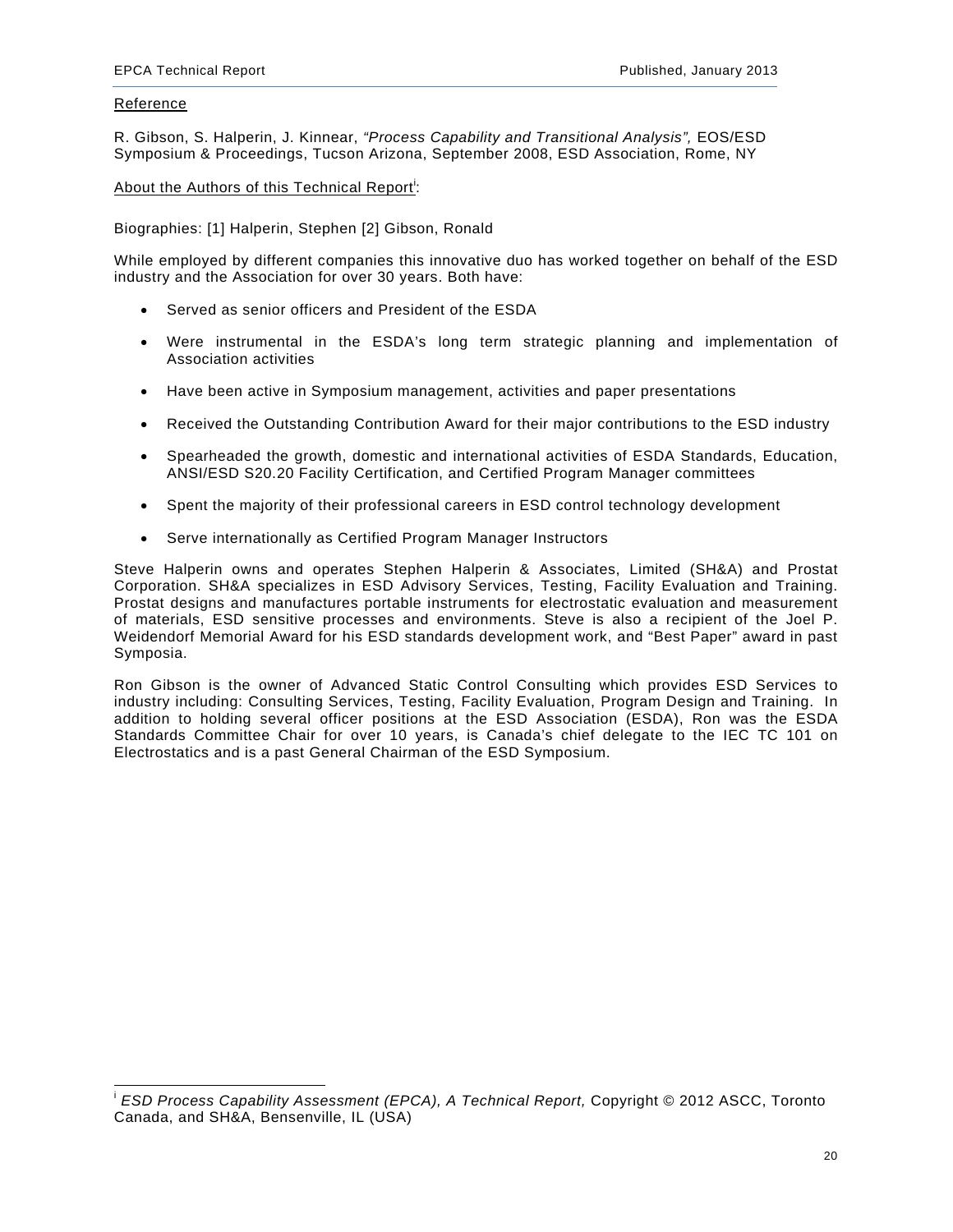Reference

R. Gibson, S. Halperin, J. Kinnear, *"Process Capability and Transitional Analysis",* EOS/ESD Symposium & Proceedings, Tucson Arizona, September 2008, ESD Association, Rome, NY

About the Authors of this Technical Report[i]:

Biographies: [1] Halperin, Stephen [2] Gibson, Ronald

While employed by different companies this innovative duo has worked together on behalf of the ESD industry and the Association for over 30 years. Both have:

- Served as senior officers and President of the ESDA
- Were instrumental in the ESDA's long term strategic planning and implementation of Association activities
- Have been active in Symposium management, activities and paper presentations
- Received the Outstanding Contribution Award for their major contributions to the ESD industry
- Spearheaded the growth, domestic and international activities of ESDA Standards, Education, ANSI/ESD S20.20 Facility Certification, and Certified Program Manager committees
- Spent the majority of their professional careers in ESD control technology development
- Serve internationally as Certified Program Manager Instructors

Steve Halperin owns and operates Stephen Halperin & Associates, Limited (SH&A) and Prostat Corporation. SH&A specializes in ESD Advisory Services, Testing, Facility Evaluation and Training. Prostat designs and manufactures portable instruments for electrostatic evaluation and measurement of materials, ESD sensitive processes and environments. Steve is also a recipient of the Joel P. Weidendorf Memorial Award for his ESD standards development work, and "Best Paper" award in past Symposia.

Ron Gibson is the owner of Advanced Static Control Consulting which provides ESD Services to industry including: Consulting Services, Testing, Facility Evaluation, Program Design and Training. In addition to holding several officer positions at the ESD Association (ESDA), Ron was the ESDA Standards Committee Chair for over 10 years, is Canada's chief delegate to the IEC TC 101 on Electrostatics and is a past General Chairman of the ESD Symposium.

[i] *ESD Process Capability Assessment (EPCA), A Technical Report,* Copyright © 2012 ASCC, Toronto Canada, and SH&A, Bensenville, IL (USA)